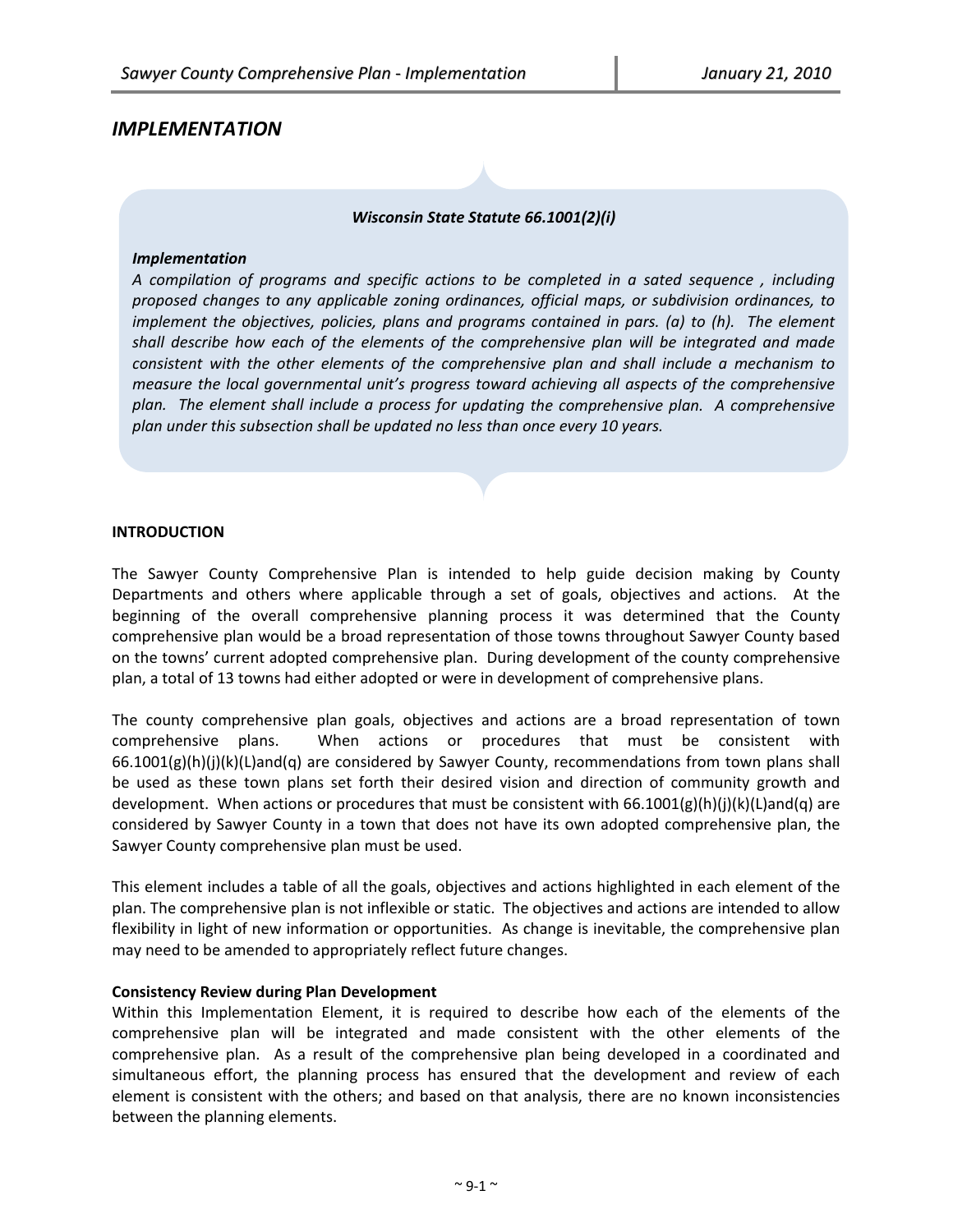# IMPLEMENTATION

***Wisconsin State Statute 66.1001(2)(i)***

***Implementation***

*A compilation of programs and specific actions to be completed in a sated sequence , including proposed changes to any applicable zoning ordinances, official maps, or subdivision ordinances, to implement the objectives, policies, plans and programs contained in pars. (a) to (h). The element shall describe how each of the elements of the comprehensive plan will be integrated and made consistent with the other elements of the comprehensive plan and shall include a mechanism to measure the local governmental unit's progress toward achieving all aspects of the comprehensive plan. The element shall include a process for updating the comprehensive plan. A comprehensive plan under this subsection shall be updated no less than once every 10 years.*

**INTRODUCTION**

The Sawyer County Comprehensive Plan is intended to help guide decision making by County Departments and others where applicable through a set of goals, objectives and actions. At the beginning of the overall comprehensive planning process it was determined that the County comprehensive plan would be a broad representation of those towns throughout Sawyer County based on the towns' current adopted comprehensive plan. During development of the county comprehensive plan, a total of 13 towns had either adopted or were in development of comprehensive plans.

The county comprehensive plan goals, objectives and actions are a broad representation of town comprehensive plans. When actions or procedures that must be consistent with 66.1001(g)(h)(j)(k)(L)and(q) are considered by Sawyer County, recommendations from town plans shall be used as these town plans set forth their desired vision and direction of community growth and development. When actions or procedures that must be consistent with 66.1001(g)(h)(j)(k)(L)and(q) are considered by Sawyer County in a town that does not have its own adopted comprehensive plan, the Sawyer County comprehensive plan must be used.

This element includes a table of all the goals, objectives and actions highlighted in each element of the plan. The comprehensive plan is not inflexible or static. The objectives and actions are intended to allow flexibility in light of new information or opportunities. As change is inevitable, the comprehensive plan may need to be amended to appropriately reflect future changes.

**Consistency Review during Plan Development**

Within this Implementation Element, it is required to describe how each of the elements of the comprehensive plan will be integrated and made consistent with the other elements of the comprehensive plan. As a result of the comprehensive plan being developed in a coordinated and simultaneous effort, the planning process has ensured that the development and review of each element is consistent with the others; and based on that analysis, there are no known inconsistencies between the planning elements.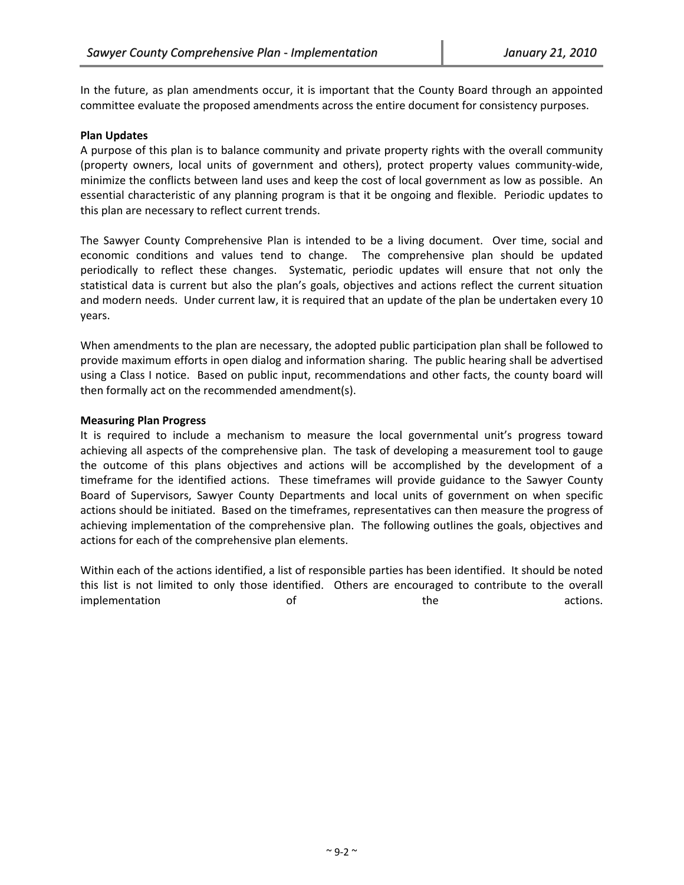In the future, as plan amendments occur, it is important that the County Board through an appointed committee evaluate the proposed amendments across the entire document for consistency purposes.

**Plan Updates**

A purpose of this plan is to balance community and private property rights with the overall community (property owners, local units of government and others), protect property values community-wide, minimize the conflicts between land uses and keep the cost of local government as low as possible. An essential characteristic of any planning program is that it be ongoing and flexible. Periodic updates to this plan are necessary to reflect current trends.

The Sawyer County Comprehensive Plan is intended to be a living document. Over time, social and economic conditions and values tend to change. The comprehensive plan should be updated periodically to reflect these changes. Systematic, periodic updates will ensure that not only the statistical data is current but also the plan's goals, objectives and actions reflect the current situation and modern needs. Under current law, it is required that an update of the plan be undertaken every 10 years.

When amendments to the plan are necessary, the adopted public participation plan shall be followed to provide maximum efforts in open dialog and information sharing. The public hearing shall be advertised using a Class I notice. Based on public input, recommendations and other facts, the county board will then formally act on the recommended amendment(s).

**Measuring Plan Progress**

It is required to include a mechanism to measure the local governmental unit's progress toward achieving all aspects of the comprehensive plan. The task of developing a measurement tool to gauge the outcome of this plans objectives and actions will be accomplished by the development of a timeframe for the identified actions. These timeframes will provide guidance to the Sawyer County Board of Supervisors, Sawyer County Departments and local units of government on when specific actions should be initiated. Based on the timeframes, representatives can then measure the progress of achieving implementation of the comprehensive plan. The following outlines the goals, objectives and actions for each of the comprehensive plan elements.

Within each of the actions identified, a list of responsible parties has been identified. It should be noted this list is not limited to only those identified. Others are encouraged to contribute to the overall implementation of the actions.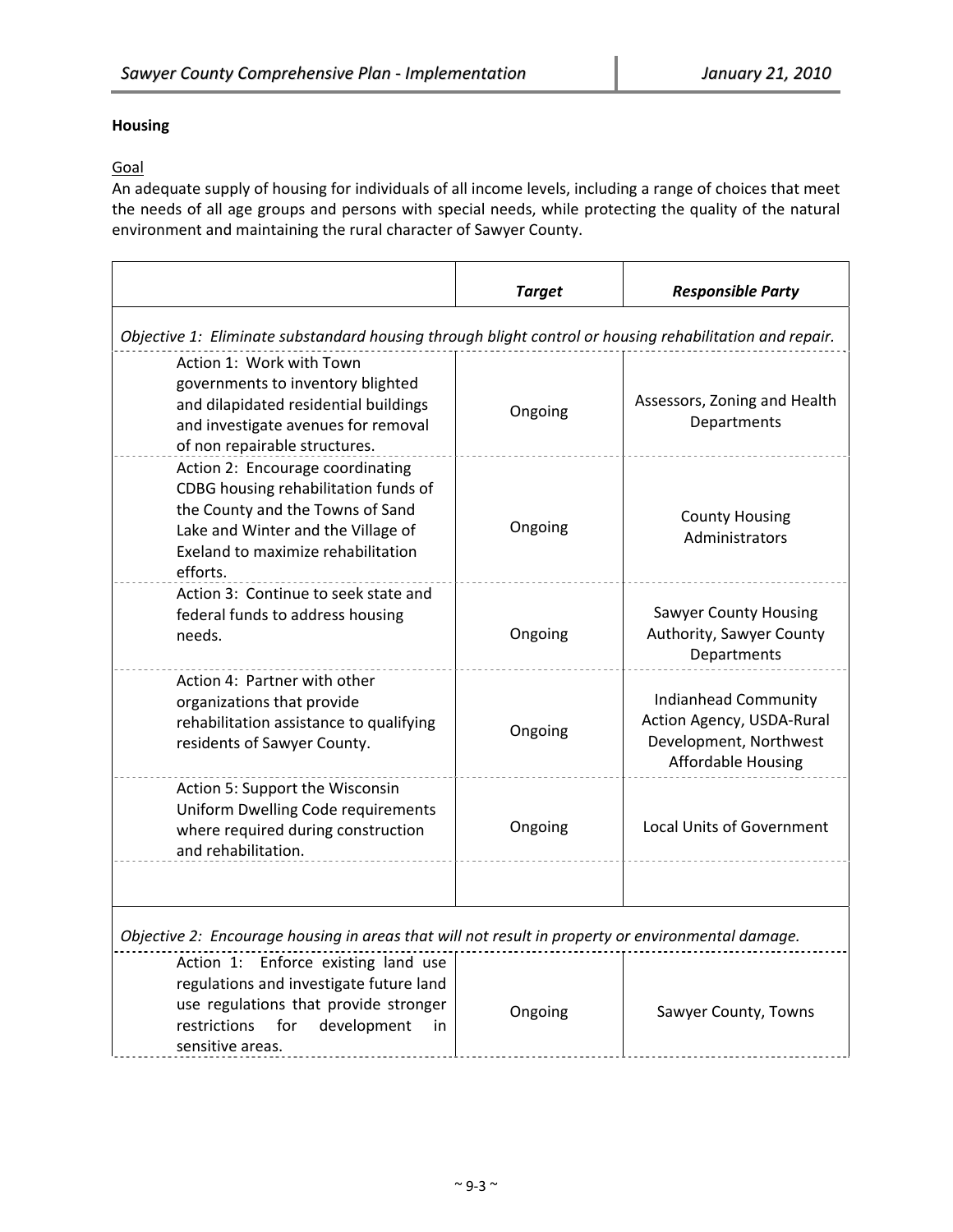## Housing

Goal

An adequate supply of housing for individuals of all income levels, including a range of choices that meet the needs of all age groups and persons with special needs, while protecting the quality of the natural environment and maintaining the rural character of Sawyer County.

| | ***Target*** | ***Responsible Party*** |
|---|---|---|
| *Objective 1: Eliminate substandard housing through blight control or housing rehabilitation and repair.* | | |
| Action 1: Work with Town governments to inventory blighted and dilapidated residential buildings and investigate avenues for removal of non repairable structures. | Ongoing | Assessors, Zoning and Health Departments |
| Action 2: Encourage coordinating CDBG housing rehabilitation funds of the County and the Towns of Sand Lake and Winter and the Village of Exeland to maximize rehabilitation efforts. | Ongoing | County Housing Administrators |
| Action 3: Continue to seek state and federal funds to address housing needs. | Ongoing | Sawyer County Housing Authority, Sawyer County Departments |
| Action 4: Partner with other organizations that provide rehabilitation assistance to qualifying residents of Sawyer County. | Ongoing | Indianhead Community Action Agency, USDA-Rural Development, Northwest Affordable Housing |
| Action 5: Support the Wisconsin Uniform Dwelling Code requirements where required during construction and rehabilitation. | Ongoing | Local Units of Government |
| | | |
| *Objective 2: Encourage housing in areas that will not result in property or environmental damage.* | | |
| Action 1: Enforce existing land use regulations and investigate future land use regulations that provide stronger restrictions for development in sensitive areas. | Ongoing | Sawyer County, Towns |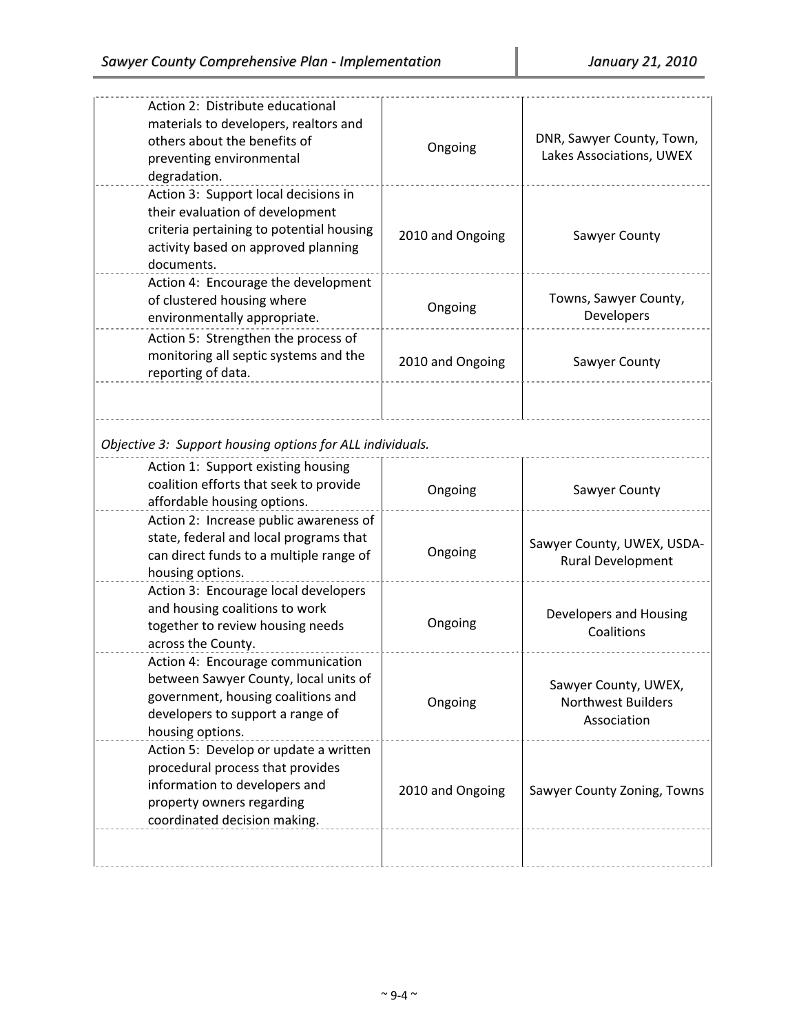| | | |
|---|---|---|
| Action 2: Distribute educational materials to developers, realtors and others about the benefits of preventing environmental degradation. | Ongoing | DNR, Sawyer County, Town, Lakes Associations, UWEX |
| Action 3: Support local decisions in their evaluation of development criteria pertaining to potential housing activity based on approved planning documents. | 2010 and Ongoing | Sawyer County |
| Action 4: Encourage the development of clustered housing where environmentally appropriate. | Ongoing | Towns, Sawyer County, Developers |
| Action 5: Strengthen the process of monitoring all septic systems and the reporting of data. | 2010 and Ongoing | Sawyer County |
| | | |
| *Objective 3: Support housing options for ALL individuals.* | | |
| Action 1: Support existing housing coalition efforts that seek to provide affordable housing options. | Ongoing | Sawyer County |
| Action 2: Increase public awareness of state, federal and local programs that can direct funds to a multiple range of housing options. | Ongoing | Sawyer County, UWEX, USDA-Rural Development |
| Action 3: Encourage local developers and housing coalitions to work together to review housing needs across the County. | Ongoing | Developers and Housing Coalitions |
| Action 4: Encourage communication between Sawyer County, local units of government, housing coalitions and developers to support a range of housing options. | Ongoing | Sawyer County, UWEX, Northwest Builders Association |
| Action 5: Develop or update a written procedural process that provides information to developers and property owners regarding coordinated decision making. | 2010 and Ongoing | Sawyer County Zoning, Towns |
| | | |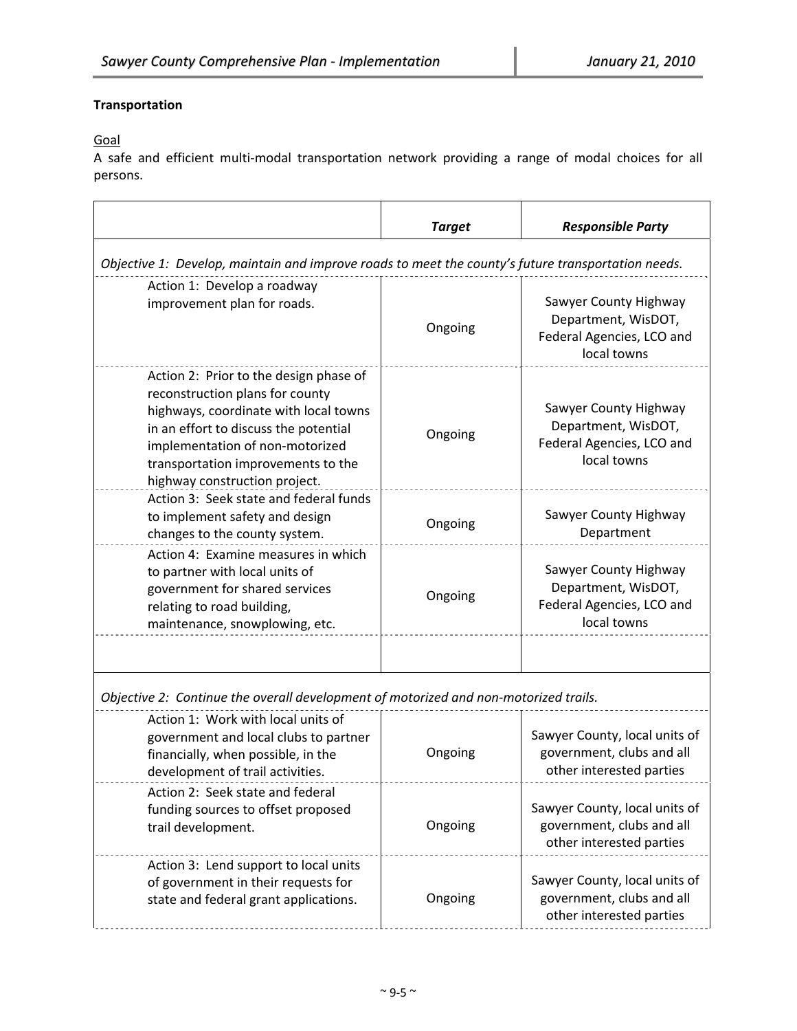**Transcription**

<u>Goal</u>

A safe and efficient multi-modal transportation network providing a range of modal choices for all persons.

| | *Target* | *Responsible Party* |
|---|---|---|
| *Objective 1: Develop, maintain and improve roads to meet the county's future transportation needs.* | | |
| Action 1: Develop a roadway improvement plan for roads. | Ongoing | Sawyer County Highway Department, WisDOT, Federal Agencies, LCO and local towns |
| Action 2: Prior to the design phase of reconstruction plans for county highways, coordinate with local towns in an effort to discuss the potential implementation of non-motorized transportation improvements to the highway construction project. | Ongoing | Sawyer County Highway Department, WisDOT, Federal Agencies, LCO and local towns |
| Action 3: Seek state and federal funds to implement safety and design changes to the county system. | Ongoing | Sawyer County Highway Department |
| Action 4: Examine measures in which to partner with local units of government for shared services relating to road building, maintenance, snowplowing, etc. | Ongoing | Sawyer County Highway Department, WisDOT, Federal Agencies, LCO and local towns |
| | | |
| *Objective 2: Continue the overall development of motorized and non-motorized trails.* | | |
| Action 1: Work with local units of government and local clubs to partner financially, when possible, in the development of trail activities. | Ongoing | Sawyer County, local units of government, clubs and all other interested parties |
| Action 2: Seek state and federal funding sources to offset proposed trail development. | Ongoing | Sawyer County, local units of government, clubs and all other interested parties |
| Action 3: Lend support to local units of government in their requests for state and federal grant applications. | Ongoing | Sawyer County, local units of government, clubs and all other interested parties |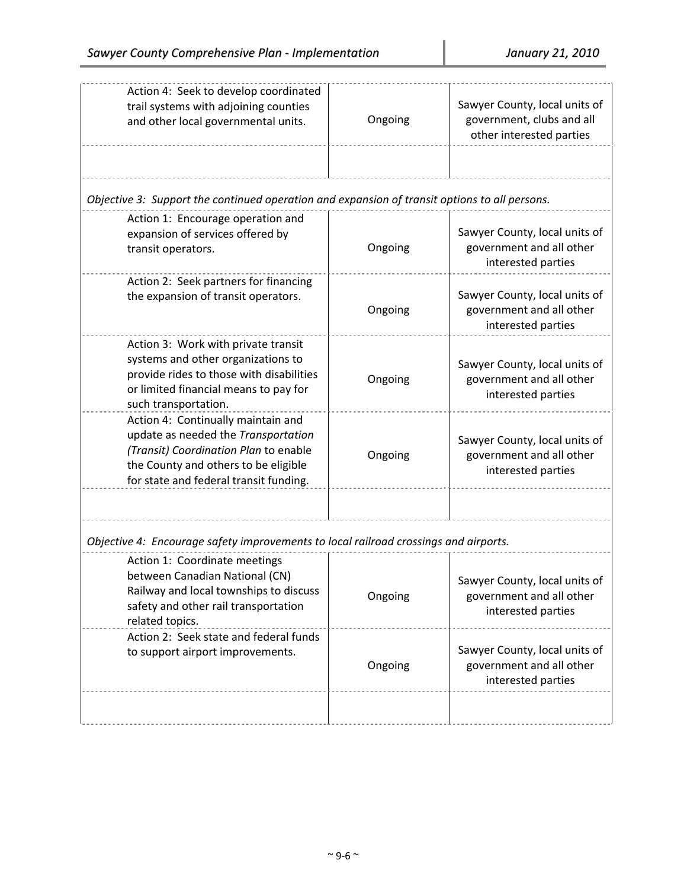| Action | Timeline | Responsible Parties |
|---|---|---|
| Action 4: Seek to develop coordinated trail systems with adjoining counties and other local governmental units. | Ongoing | Sawyer County, local units of government, clubs and all other interested parties |
| | | |
| *Objective 3: Support the continued operation and expansion of transit options to all persons.* | | |
| Action 1: Encourage operation and expansion of services offered by transit operators. | Ongoing | Sawyer County, local units of government and all other interested parties |
| Action 2: Seek partners for financing the expansion of transit operators. | Ongoing | Sawyer County, local units of government and all other interested parties |
| Action 3: Work with private transit systems and other organizations to provide rides to those with disabilities or limited financial means to pay for such transportation. | Ongoing | Sawyer County, local units of government and all other interested parties |
| Action 4: Continually maintain and update as needed the *Transportation (Transit) Coordination Plan* to enable the County and others to be eligible for state and federal transit funding. | Ongoing | Sawyer County, local units of government and all other interested parties |
| | | |
| *Objective 4: Encourage safety improvements to local railroad crossings and airports.* | | |
| Action 1: Coordinate meetings between Canadian National (CN) Railway and local townships to discuss safety and other rail transportation related topics. | Ongoing | Sawyer County, local units of government and all other interested parties |
| Action 2: Seek state and federal funds to support airport improvements. | Ongoing | Sawyer County, local units of government and all other interested parties |
| | | |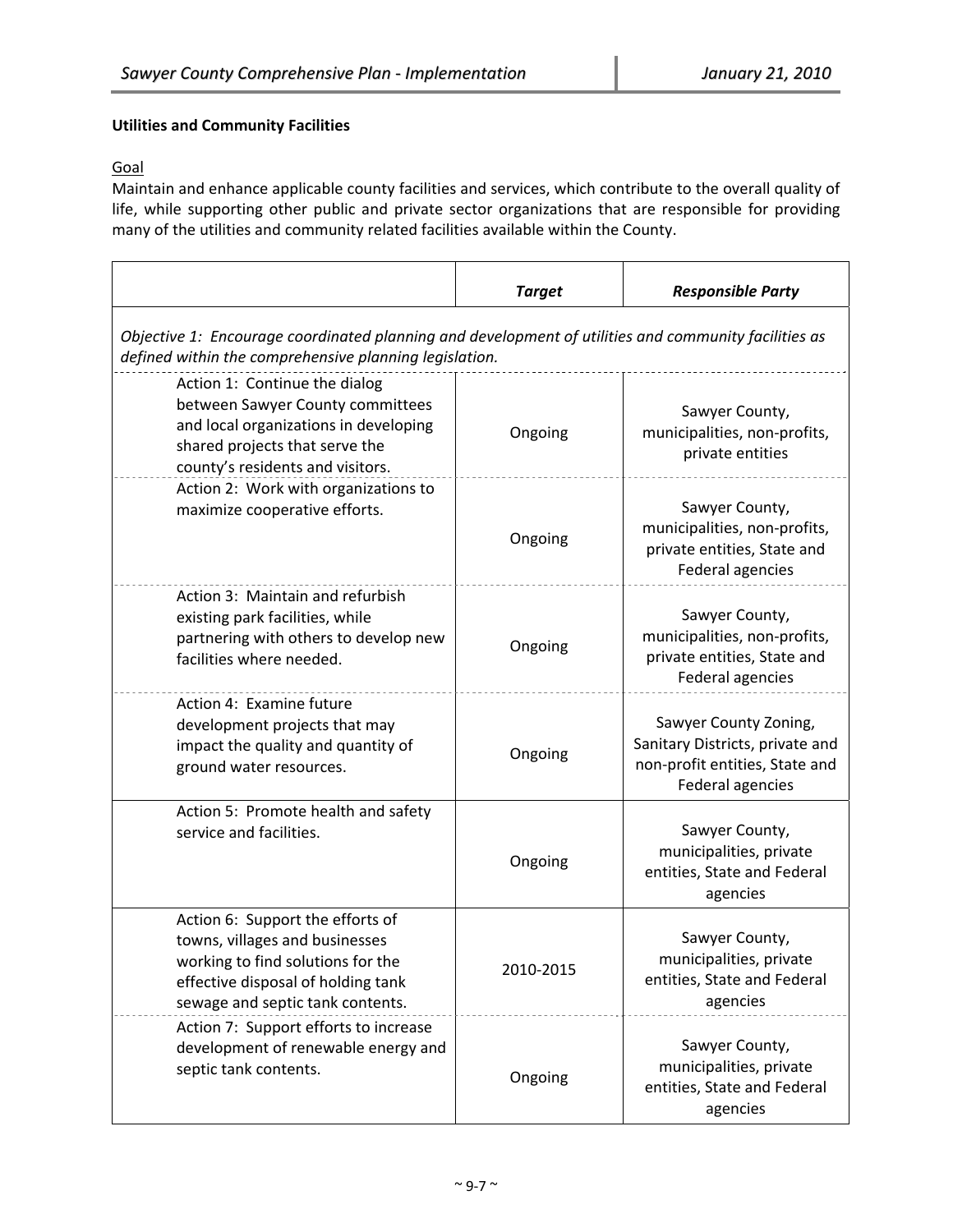### Utilities and Community Facilities

Goal

Maintain and enhance applicable county facilities and services, which contribute to the overall quality of life, while supporting other public and private sector organizations that are responsible for providing many of the utilities and community related facilities available within the County.

| | Target | Responsible Party |
|---|---|---|
| *Objective 1: Encourage coordinated planning and development of utilities and community facilities as defined within the comprehensive planning legislation.* | | |
| Action 1: Continue the dialog between Sawyer County committees and local organizations in developing shared projects that serve the county's residents and visitors. | Ongoing | Sawyer County, municipalities, non-profits, private entities |
| Action 2: Work with organizations to maximize cooperative efforts. | Ongoing | Sawyer County, municipalities, non-profits, private entities, State and Federal agencies |
| Action 3: Maintain and refurbish existing park facilities, while partnering with others to develop new facilities where needed. | Ongoing | Sawyer County, municipalities, non-profits, private entities, State and Federal agencies |
| Action 4: Examine future development projects that may impact the quality and quantity of ground water resources. | Ongoing | Sawyer County Zoning, Sanitary Districts, private and non-profit entities, State and Federal agencies |
| Action 5: Promote health and safety service and facilities. | Ongoing | Sawyer County, municipalities, private entities, State and Federal agencies |
| Action 6: Support the efforts of towns, villages and businesses working to find solutions for the effective disposal of holding tank sewage and septic tank contents. | 2010-2015 | Sawyer County, municipalities, private entities, State and Federal agencies |
| Action 7: Support efforts to increase development of renewable energy and septic tank contents. | Ongoing | Sawyer County, municipalities, private entities, State and Federal agencies |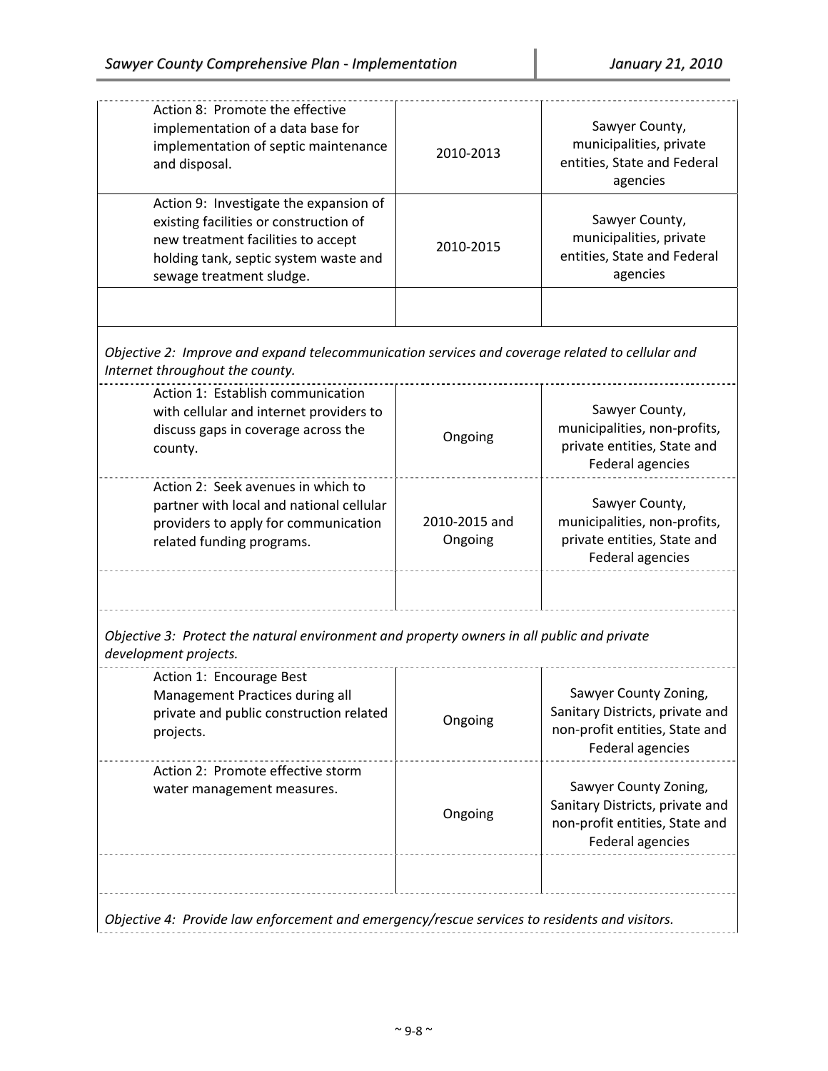| | | |
|---|---|---|
| Action 8: Promote the effective implementation of a data base for implementation of septic maintenance and disposal. | 2010-2013 | Sawyer County, municipalities, private entities, State and Federal agencies |
| Action 9: Investigate the expansion of existing facilities or construction of new treatment facilities to accept holding tank, septic system waste and sewage treatment sludge. | 2010-2015 | Sawyer County, municipalities, private entities, State and Federal agencies |
| | | |

*Objective 2: Improve and expand telecommunication services and coverage related to cellular and Internet throughout the county.*

| | | |
|---|---|---|
| Action 1: Establish communication with cellular and internet providers to discuss gaps in coverage across the county. | Ongoing | Sawyer County, municipalities, non-profits, private entities, State and Federal agencies |
| Action 2: Seek avenues in which to partner with local and national cellular providers to apply for communication related funding programs. | 2010-2015 and Ongoing | Sawyer County, municipalities, non-profits, private entities, State and Federal agencies |
| | | |

*Objective 3: Protect the natural environment and property owners in all public and private development projects.*

| | | |
|---|---|---|
| Action 1: Encourage Best Management Practices during all private and public construction related projects. | Ongoing | Sawyer County Zoning, Sanitary Districts, private and non-profit entities, State and Federal agencies |
| Action 2: Promote effective storm water management measures. | Ongoing | Sawyer County Zoning, Sanitary Districts, private and non-profit entities, State and Federal agencies |
| | | |

*Objective 4: Provide law enforcement and emergency/rescue services to residents and visitors.*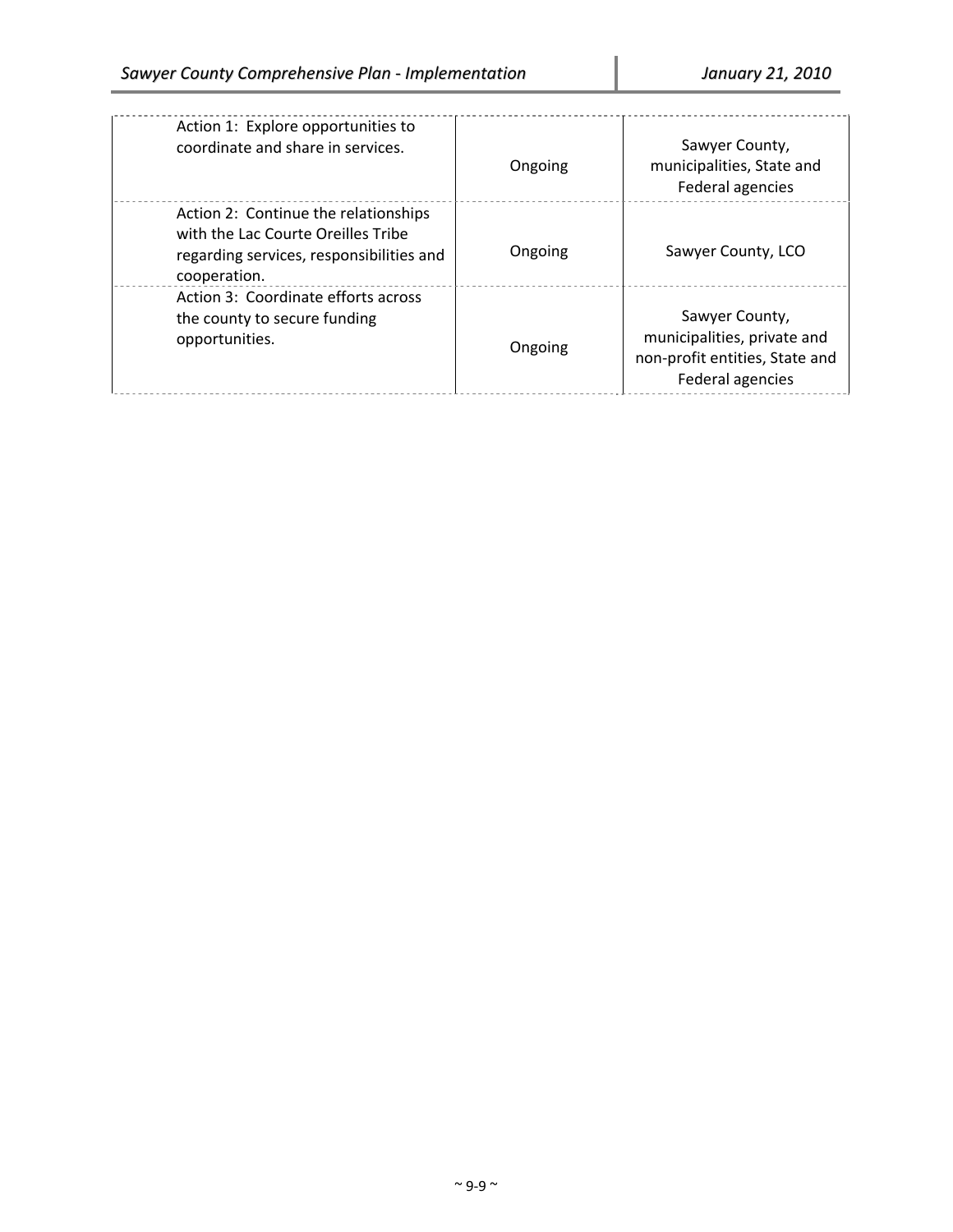| | | |
|---|---|---|
| Action 1: Explore opportunities to coordinate and share in services. | Ongoing | Sawyer County, municipalities, State and Federal agencies |
| Action 2: Continue the relationships with the Lac Courte Oreilles Tribe regarding services, responsibilities and cooperation. | Ongoing | Sawyer County, LCO |
| Action 3: Coordinate efforts across the county to secure funding opportunities. | Ongoing | Sawyer County, municipalities, private and non-profit entities, State and Federal agencies |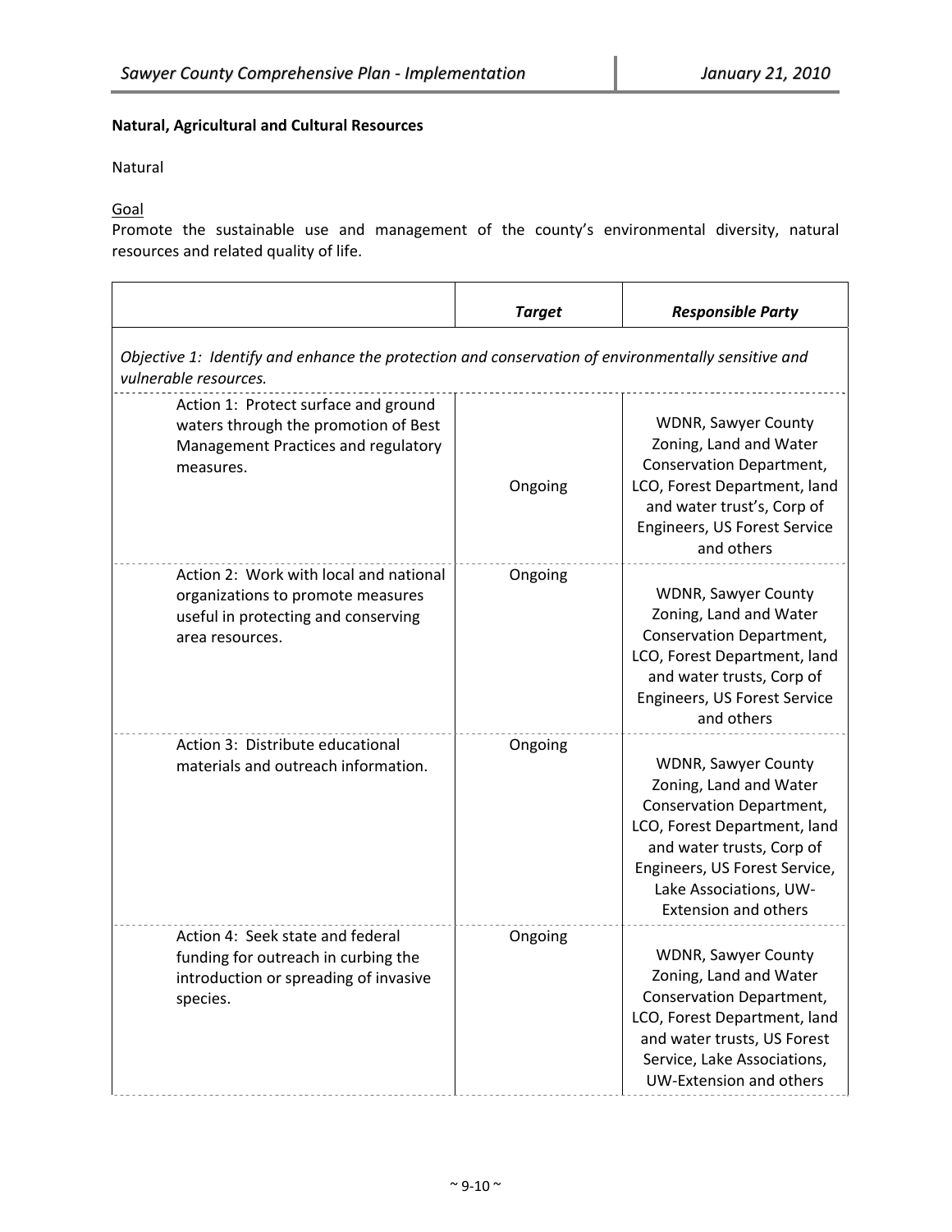**Natural, Agricultural and Cultural Resources**

Natural

Goal

Promote the sustainable use and management of the county's environmental diversity, natural resources and related quality of life.

| | *Target* | *Responsible Party* |
|---|---|---|
| *Objective 1: Identify and enhance the protection and conservation of environmentally sensitive and vulnerable resources.* | | |
| Action 1: Protect surface and ground waters through the promotion of Best Management Practices and regulatory measures. | Ongoing | WDNR, Sawyer County Zoning, Land and Water Conservation Department, LCO, Forest Department, land and water trust's, Corp of Engineers, US Forest Service and others |
| Action 2: Work with local and national organizations to promote measures useful in protecting and conserving area resources. | Ongoing | WDNR, Sawyer County Zoning, Land and Water Conservation Department, LCO, Forest Department, land and water trusts, Corp of Engineers, US Forest Service and others |
| Action 3: Distribute educational materials and outreach information. | Ongoing | WDNR, Sawyer County Zoning, Land and Water Conservation Department, LCO, Forest Department, land and water trusts, Corp of Engineers, US Forest Service, Lake Associations, UW-Extension and others |
| Action 4: Seek state and federal funding for outreach in curbing the introduction or spreading of invasive species. | Ongoing | WDNR, Sawyer County Zoning, Land and Water Conservation Department, LCO, Forest Department, land and water trusts, US Forest Service, Lake Associations, UW-Extension and others |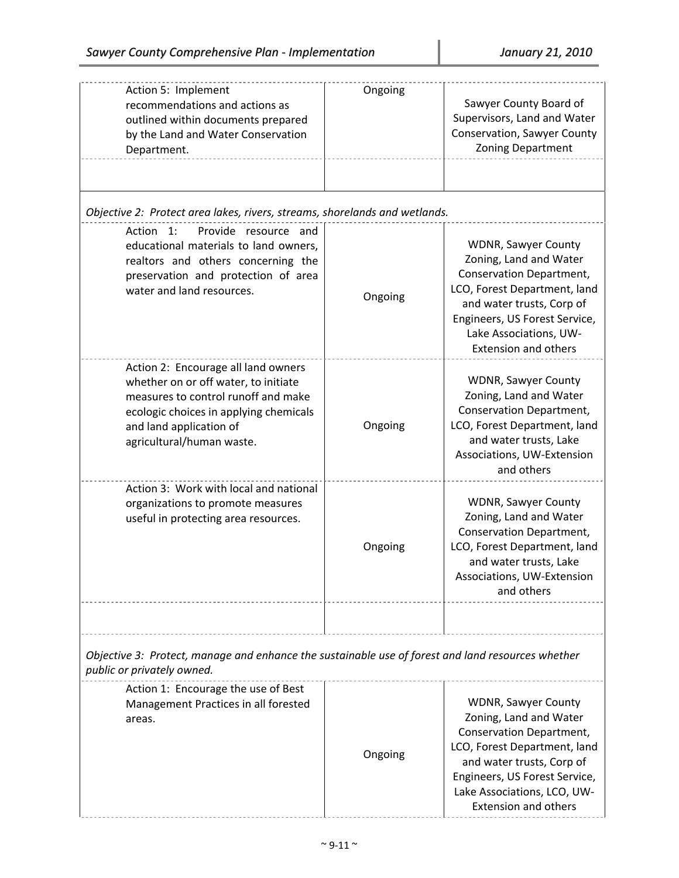| Action | Timeline | Responsible Parties |
| --- | --- | --- |
| Action 5: Implement recommendations and actions as outlined within documents prepared by the Land and Water Conservation Department. | Ongoing | Sawyer County Board of Supervisors, Land and Water Conservation, Sawyer County Zoning Department |
| | | |
| *Objective 2: Protect area lakes, rivers, streams, shorelands and wetlands.* | | |
| Action 1: Provide resource and educational materials to land owners, realtors and others concerning the preservation and protection of area water and land resources. | Ongoing | WDNR, Sawyer County Zoning, Land and Water Conservation Department, LCO, Forest Department, land and water trusts, Corp of Engineers, US Forest Service, Lake Associations, UW-Extension and others |
| Action 2: Encourage all land owners whether on or off water, to initiate measures to control runoff and make ecologic choices in applying chemicals and land application of agricultural/human waste. | Ongoing | WDNR, Sawyer County Zoning, Land and Water Conservation Department, LCO, Forest Department, land and water trusts, Lake Associations, UW-Extension and others |
| Action 3: Work with local and national organizations to promote measures useful in protecting area resources. | Ongoing | WDNR, Sawyer County Zoning, Land and Water Conservation Department, LCO, Forest Department, land and water trusts, Lake Associations, UW-Extension and others |
| | | |
| *Objective 3: Protect, manage and enhance the sustainable use of forest and land resources whether public or privately owned.* | | |
| Action 1: Encourage the use of Best Management Practices in all forested areas. | Ongoing | WDNR, Sawyer County Zoning, Land and Water Conservation Department, LCO, Forest Department, land and water trusts, Corp of Engineers, US Forest Service, Lake Associations, LCO, UW-Extension and others |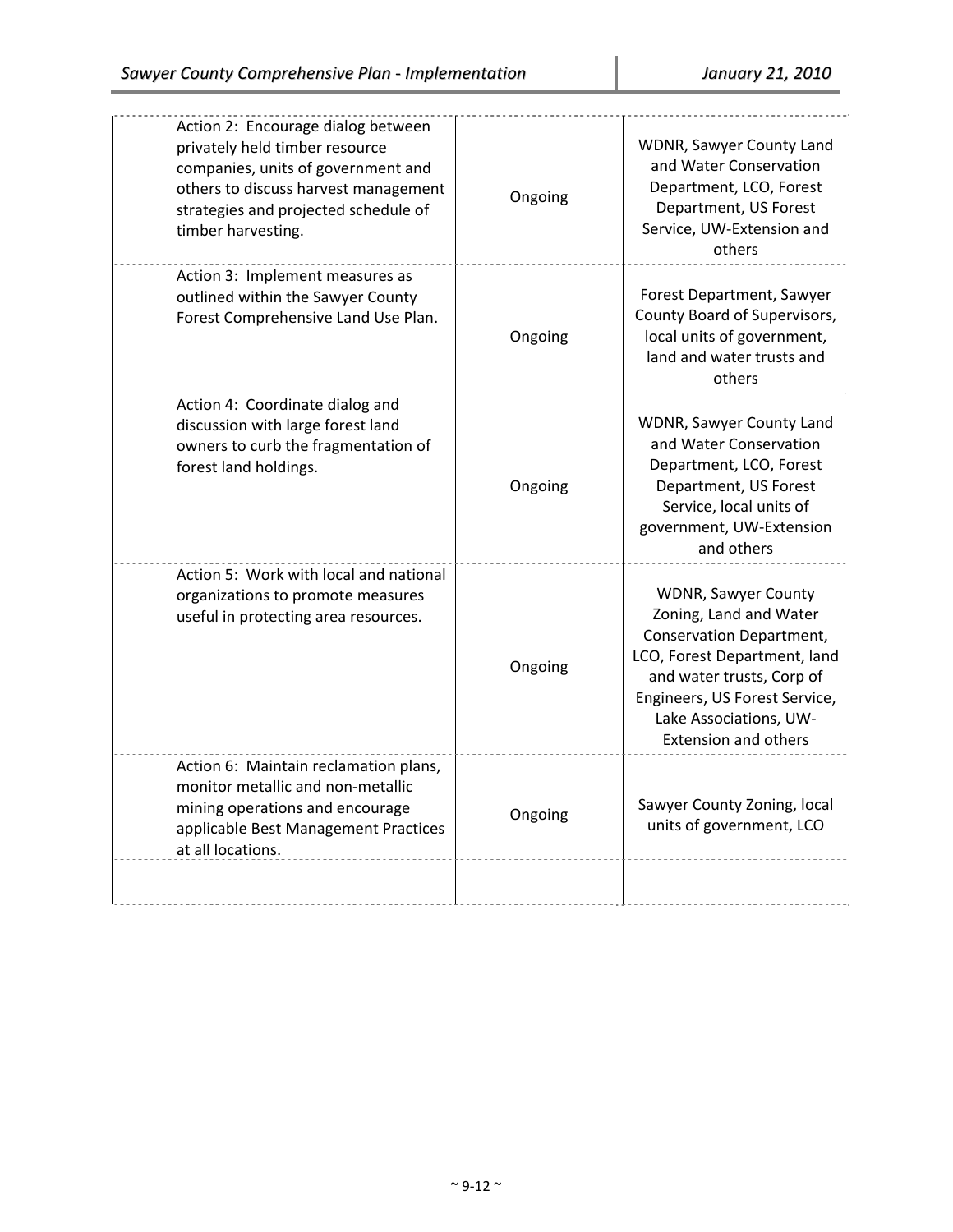| | | |
|---|---|---|
| Action 2: Encourage dialog between privately held timber resource companies, units of government and others to discuss harvest management strategies and projected schedule of timber harvesting. | Ongoing | WDNR, Sawyer County Land and Water Conservation Department, LCO, Forest Department, US Forest Service, UW-Extension and others |
| Action 3: Implement measures as outlined within the Sawyer County Forest Comprehensive Land Use Plan. | Ongoing | Forest Department, Sawyer County Board of Supervisors, local units of government, land and water trusts and others |
| Action 4: Coordinate dialog and discussion with large forest land owners to curb the fragmentation of forest land holdings. | Ongoing | WDNR, Sawyer County Land and Water Conservation Department, LCO, Forest Department, US Forest Service, local units of government, UW-Extension and others |
| Action 5: Work with local and national organizations to promote measures useful in protecting area resources. | Ongoing | WDNR, Sawyer County Zoning, Land and Water Conservation Department, LCO, Forest Department, land and water trusts, Corp of Engineers, US Forest Service, Lake Associations, UW-Extension and others |
| Action 6: Maintain reclamation plans, monitor metallic and non-metallic mining operations and encourage applicable Best Management Practices at all locations. | Ongoing | Sawyer County Zoning, local units of government, LCO |
| | | |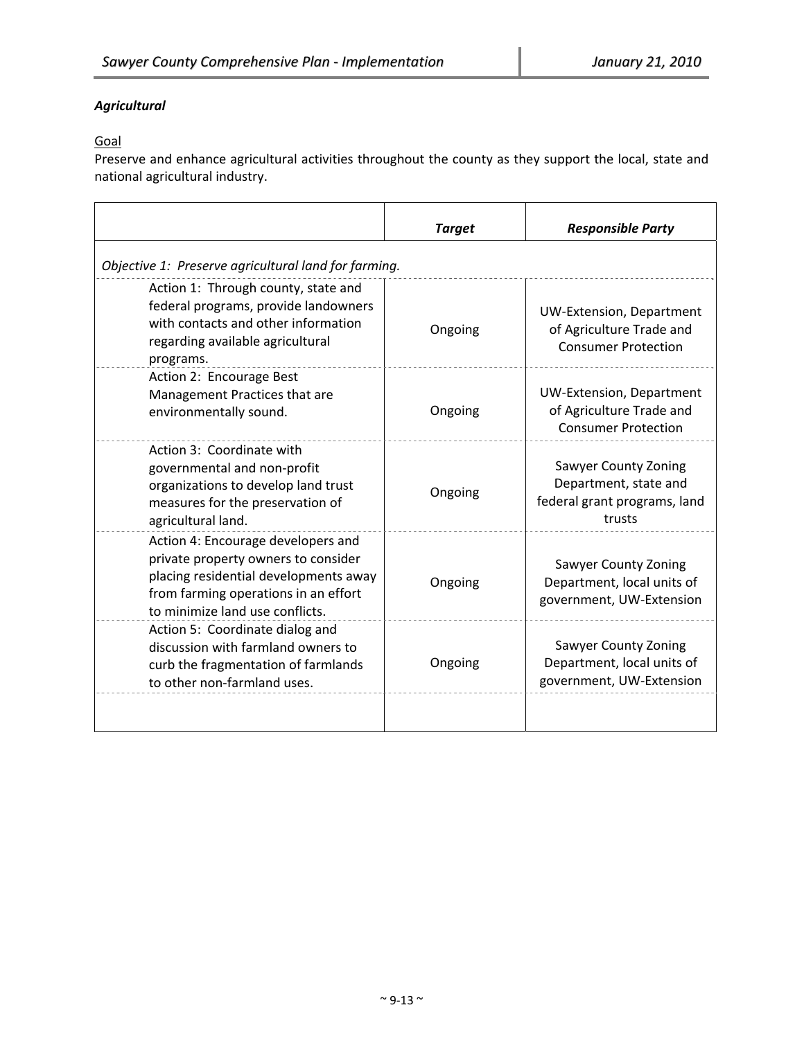### *Agricultural*

<u>Goal</u>

Preserve and enhance agricultural activities throughout the county as they support the local, state and national agricultural industry.

| | ***Target*** | ***Responsible Party*** |
|---|---|---|
| *Objective 1: Preserve agricultural land for farming.* | | |
| Action 1: Through county, state and federal programs, provide landowners with contacts and other information regarding available agricultural programs. | Ongoing | UW-Extension, Department of Agriculture Trade and Consumer Protection |
| Action 2: Encourage Best Management Practices that are environmentally sound. | Ongoing | UW-Extension, Department of Agriculture Trade and Consumer Protection |
| Action 3: Coordinate with governmental and non-profit organizations to develop land trust measures for the preservation of agricultural land. | Ongoing | Sawyer County Zoning Department, state and federal grant programs, land trusts |
| Action 4: Encourage developers and private property owners to consider placing residential developments away from farming operations in an effort to minimize land use conflicts. | Ongoing | Sawyer County Zoning Department, local units of government, UW-Extension |
| Action 5: Coordinate dialog and discussion with farmland owners to curb the fragmentation of farmlands to other non-farmland uses. | Ongoing | Sawyer County Zoning Department, local units of government, UW-Extension |
| | | |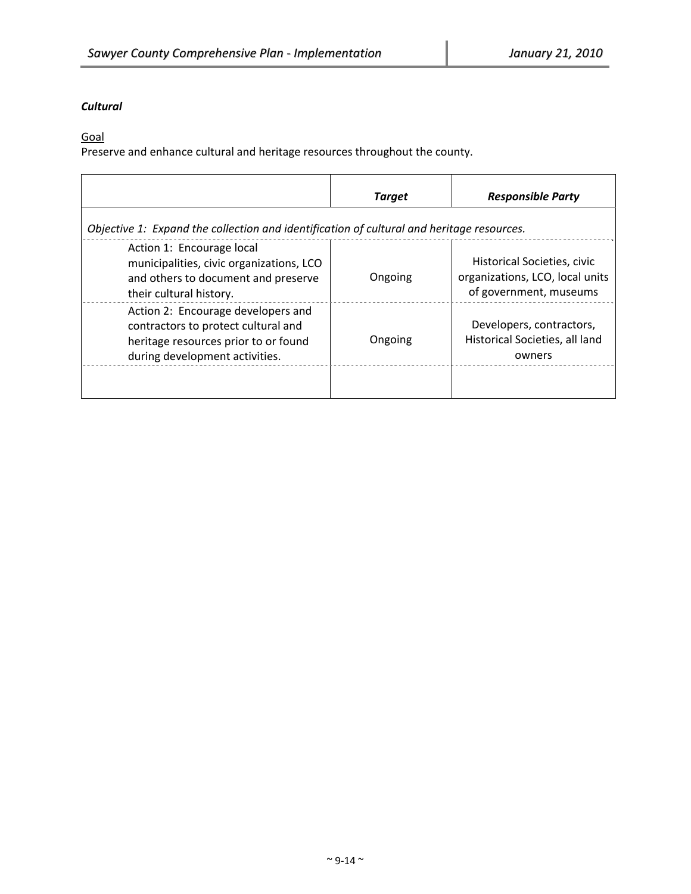***Cultural***

Goal

Preserve and enhance cultural and heritage resources throughout the county.

| | ***Target*** | ***Responsible Party*** |
|---|---|---|
| *Objective 1: Expand the collection and identification of cultural and heritage resources.* | | |
| Action 1: Encourage local municipalities, civic organizations, LCO and others to document and preserve their cultural history. | Ongoing | Historical Societies, civic organizations, LCO, local units of government, museums |
| Action 2: Encourage developers and contractors to protect cultural and heritage resources prior to or found during development activities. | Ongoing | Developers, contractors, Historical Societies, all land owners |
| | | |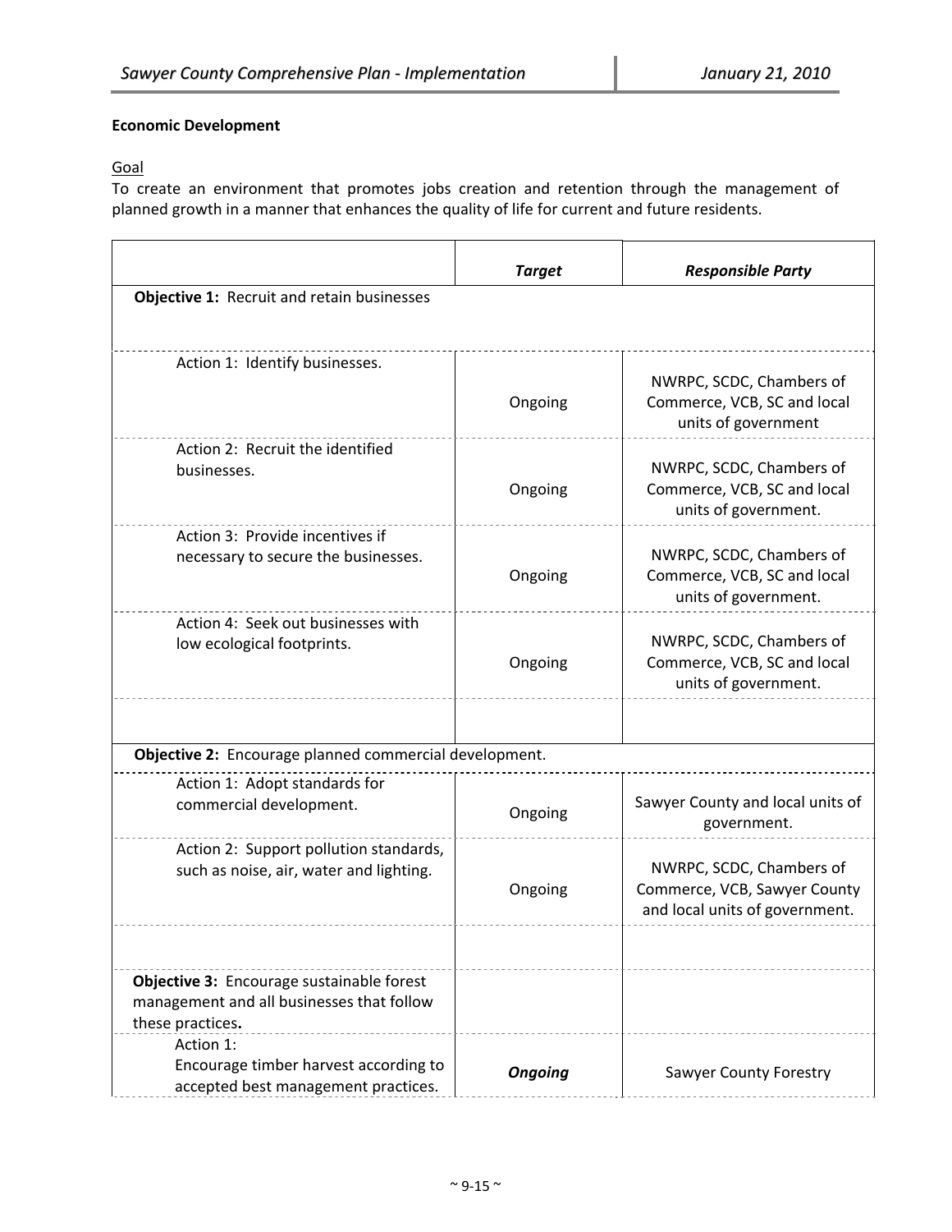**Economic Development**

Goal

To create an environment that promotes jobs creation and retention through the management of planned growth in a manner that enhances the quality of life for current and future residents.

| | *Target* | *Responsible Party* |
|---|---|---|
| **Objective 1:** Recruit and retain businesses | | |
| Action 1: Identify businesses. | Ongoing | NWRPC, SCDC, Chambers of Commerce, VCB, SC and local units of government |
| Action 2: Recruit the identified businesses. | Ongoing | NWRPC, SCDC, Chambers of Commerce, VCB, SC and local units of government. |
| Action 3: Provide incentives if necessary to secure the businesses. | Ongoing | NWRPC, SCDC, Chambers of Commerce, VCB, SC and local units of government. |
| Action 4: Seek out businesses with low ecological footprints. | Ongoing | NWRPC, SCDC, Chambers of Commerce, VCB, SC and local units of government. |
| | | |
| **Objective 2:** Encourage planned commercial development. | | |
| Action 1: Adopt standards for commercial development. | Ongoing | Sawyer County and local units of government. |
| Action 2: Support pollution standards, such as noise, air, water and lighting. | Ongoing | NWRPC, SCDC, Chambers of Commerce, VCB, Sawyer County and local units of government. |
| | | |
| **Objective 3:** Encourage sustainable forest management and all businesses that follow these practices**.** | | |
| Action 1: Encourage timber harvest according to accepted best management practices. | ***Ongoing*** | Sawyer County Forestry |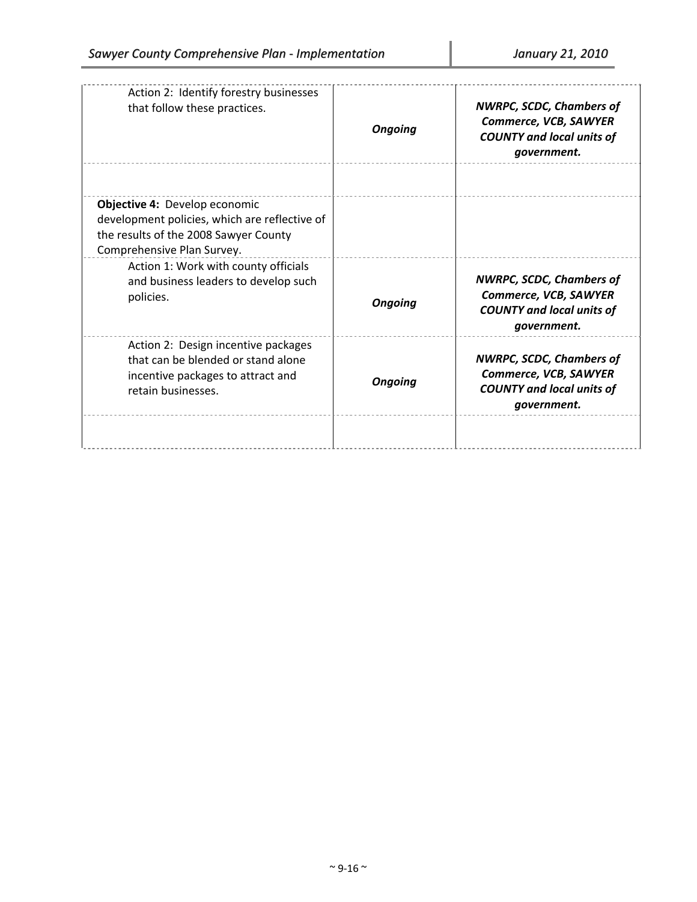| | | |
|---|---|---|
| Action 2: Identify forestry businesses that follow these practices. | ***Ongoing*** | ***NWRPC, SCDC, Chambers of Commerce, VCB, SAWYER COUNTY and local units of government.*** |
| | | |
| **Objective 4:** Develop economic development policies, which are reflective of the results of the 2008 Sawyer County Comprehensive Plan Survey. | | |
| Action 1: Work with county officials and business leaders to develop such policies. | ***Ongoing*** | ***NWRPC, SCDC, Chambers of Commerce, VCB, SAWYER COUNTY and local units of government.*** |
| Action 2: Design incentive packages that can be blended or stand alone incentive packages to attract and retain businesses. | ***Ongoing*** | ***NWRPC, SCDC, Chambers of Commerce, VCB, SAWYER COUNTY and local units of government.*** |
| | | |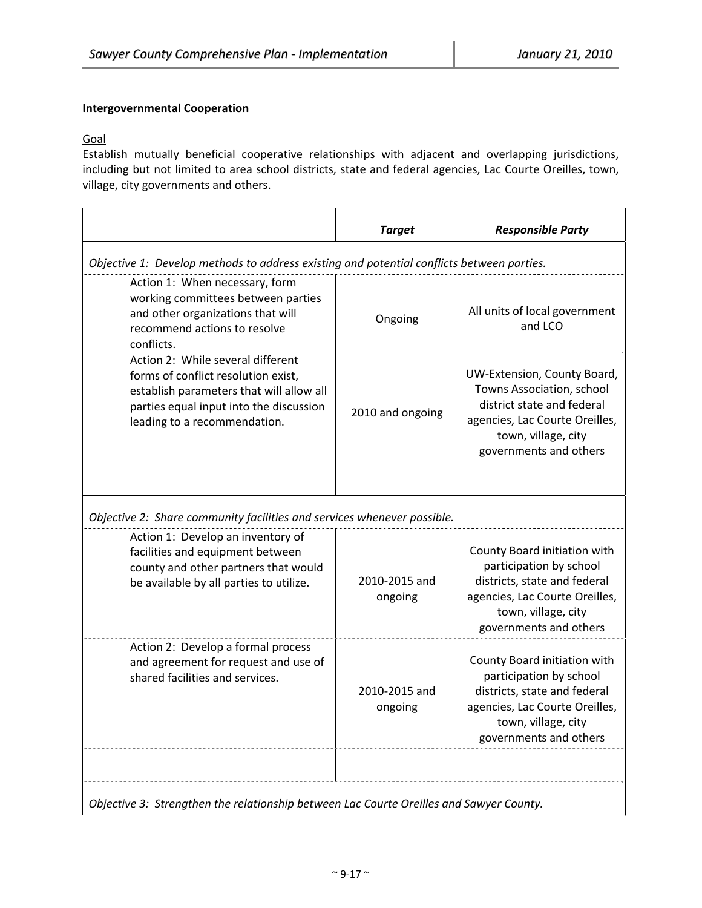### Intergovernmental Cooperation

<u>Goal</u>

Establish mutually beneficial cooperative relationships with adjacent and overlapping jurisdictions, including but not limited to area school districts, state and federal agencies, Lac Courte Oreilles, town, village, city governments and others.

| | *Target* | *Responsible Party* |
|---|---|---|
| *Objective 1: Develop methods to address existing and potential conflicts between parties.* | | |
| Action 1: When necessary, form working committees between parties and other organizations that will recommend actions to resolve conflicts. | Ongoing | All units of local government and LCO |
| Action 2: While several different forms of conflict resolution exist, establish parameters that will allow all parties equal input into the discussion leading to a recommendation. | 2010 and ongoing | UW-Extension, County Board, Towns Association, school district state and federal agencies, Lac Courte Oreilles, town, village, city governments and others |
| | | |
| *Objective 2: Share community facilities and services whenever possible.* | | |
| Action 1: Develop an inventory of facilities and equipment between county and other partners that would be available by all parties to utilize. | 2010-2015 and ongoing | County Board initiation with participation by school districts, state and federal agencies, Lac Courte Oreilles, town, village, city governments and others |
| Action 2: Develop a formal process and agreement for request and use of shared facilities and services. | 2010-2015 and ongoing | County Board initiation with participation by school districts, state and federal agencies, Lac Courte Oreilles, town, village, city governments and others |
| | | |
| *Objective 3: Strengthen the relationship between Lac Courte Oreilles and Sawyer County.* | | |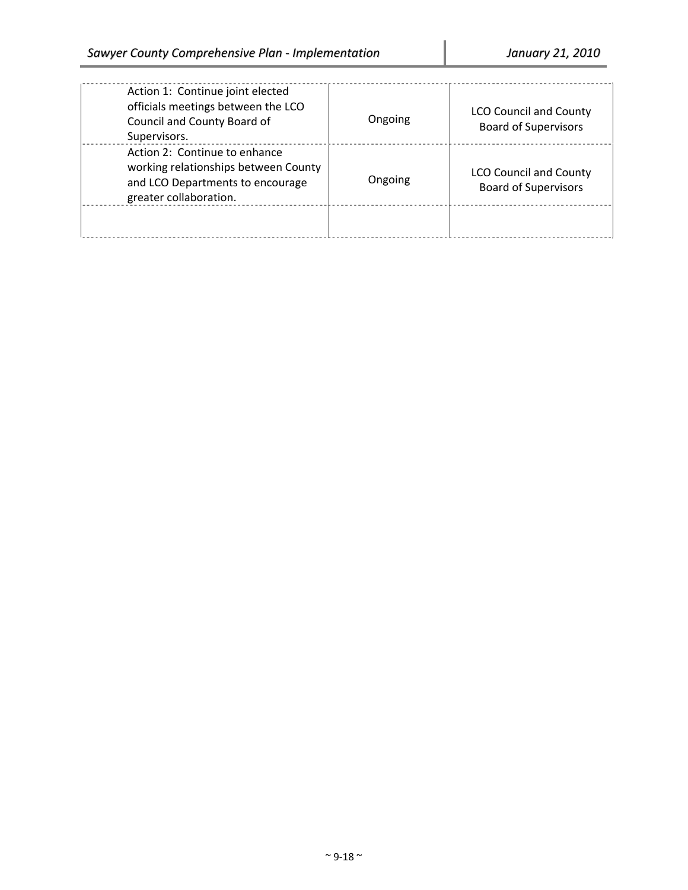| | | |
|---|---|---|
| Action 1: Continue joint elected officials meetings between the LCO Council and County Board of Supervisors. | Ongoing | LCO Council and County Board of Supervisors |
| Action 2: Continue to enhance working relationships between County and LCO Departments to encourage greater collaboration. | Ongoing | LCO Council and County Board of Supervisors |
| | | |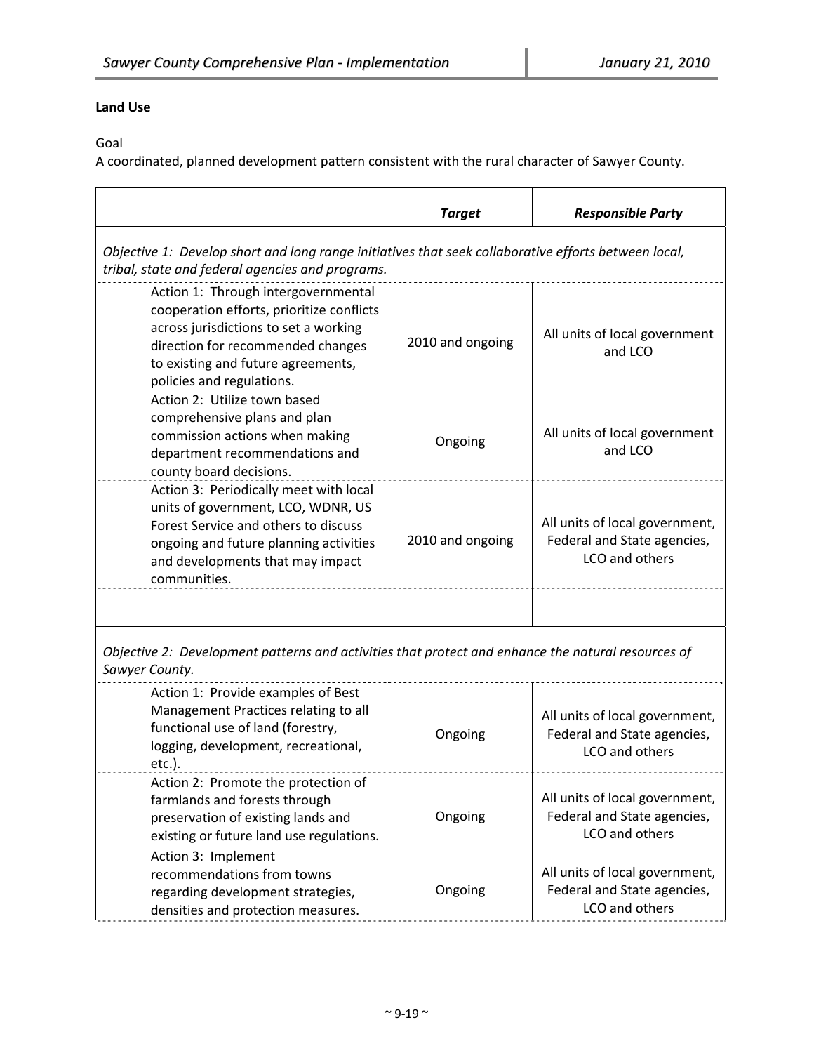**Land Use**

Goal

A coordinated, planned development pattern consistent with the rural character of Sawyer County.

| | ***Target*** | ***Responsible Party*** |
|---|---|---|
| *Objective 1: Develop short and long range initiatives that seek collaborative efforts between local, tribal, state and federal agencies and programs.* | | |
| Action 1: Through intergovernmental cooperation efforts, prioritize conflicts across jurisdictions to set a working direction for recommended changes to existing and future agreements, policies and regulations. | 2010 and ongoing | All units of local government and LCO |
| Action 2: Utilize town based comprehensive plans and plan commission actions when making department recommendations and county board decisions. | Ongoing | All units of local government and LCO |
| Action 3: Periodically meet with local units of government, LCO, WDNR, US Forest Service and others to discuss ongoing and future planning activities and developments that may impact communities. | 2010 and ongoing | All units of local government, Federal and State agencies, LCO and others |
| | | |
| *Objective 2: Development patterns and activities that protect and enhance the natural resources of Sawyer County.* | | |
| Action 1: Provide examples of Best Management Practices relating to all functional use of land (forestry, logging, development, recreational, etc.). | Ongoing | All units of local government, Federal and State agencies, LCO and others |
| Action 2: Promote the protection of farmlands and forests through preservation of existing lands and existing or future land use regulations. | Ongoing | All units of local government, Federal and State agencies, LCO and others |
| Action 3: Implement recommendations from towns regarding development strategies, densities and protection measures. | Ongoing | All units of local government, Federal and State agencies, LCO and others |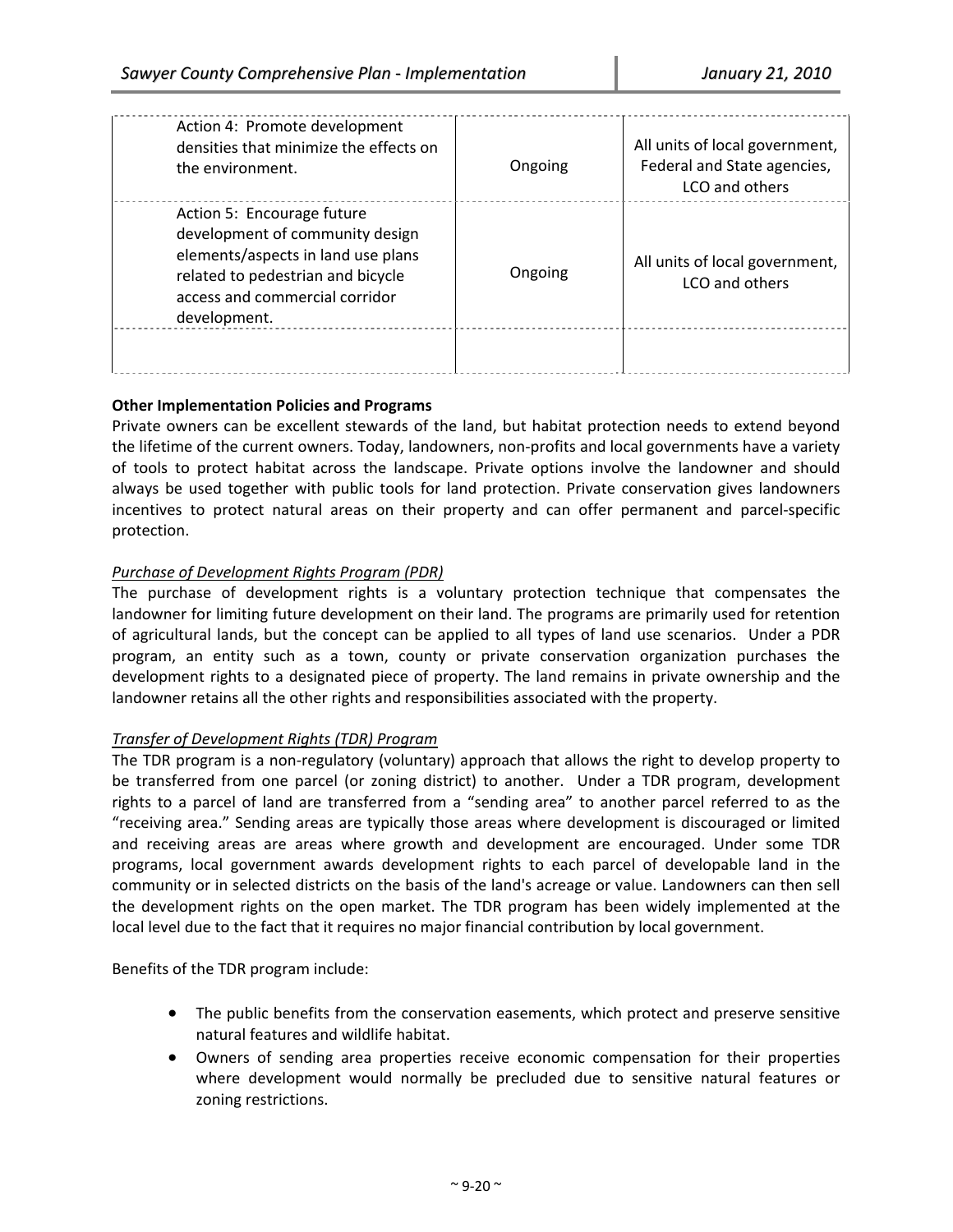| | | |
|---|---|---|
| Action 4: Promote development densities that minimize the effects on the environment. | Ongoing | All units of local government, Federal and State agencies, LCO and others |
| Action 5: Encourage future development of community design elements/aspects in land use plans related to pedestrian and bicycle access and commercial corridor development. | Ongoing | All units of local government, LCO and others |
| | | |

**Other Implementation Policies and Programs**

Private owners can be excellent stewards of the land, but habitat protection needs to extend beyond the lifetime of the current owners. Today, landowners, non-profits and local governments have a variety of tools to protect habitat across the landscape. Private options involve the landowner and should always be used together with public tools for land protection. Private conservation gives landowners incentives to protect natural areas on their property and can offer permanent and parcel-specific protection.

*Purchase of Development Rights Program (PDR)*

The purchase of development rights is a voluntary protection technique that compensates the landowner for limiting future development on their land. The programs are primarily used for retention of agricultural lands, but the concept can be applied to all types of land use scenarios. Under a PDR program, an entity such as a town, county or private conservation organization purchases the development rights to a designated piece of property. The land remains in private ownership and the landowner retains all the other rights and responsibilities associated with the property.

*Transfer of Development Rights (TDR) Program*

The TDR program is a non-regulatory (voluntary) approach that allows the right to develop property to be transferred from one parcel (or zoning district) to another. Under a TDR program, development rights to a parcel of land are transferred from a "sending area" to another parcel referred to as the "receiving area." Sending areas are typically those areas where development is discouraged or limited and receiving areas are areas where growth and development are encouraged. Under some TDR programs, local government awards development rights to each parcel of developable land in the community or in selected districts on the basis of the land's acreage or value. Landowners can then sell the development rights on the open market. The TDR program has been widely implemented at the local level due to the fact that it requires no major financial contribution by local government.

Benefits of the TDR program include:

- The public benefits from the conservation easements, which protect and preserve sensitive natural features and wildlife habitat.
- Owners of sending area properties receive economic compensation for their properties where development would normally be precluded due to sensitive natural features or zoning restrictions.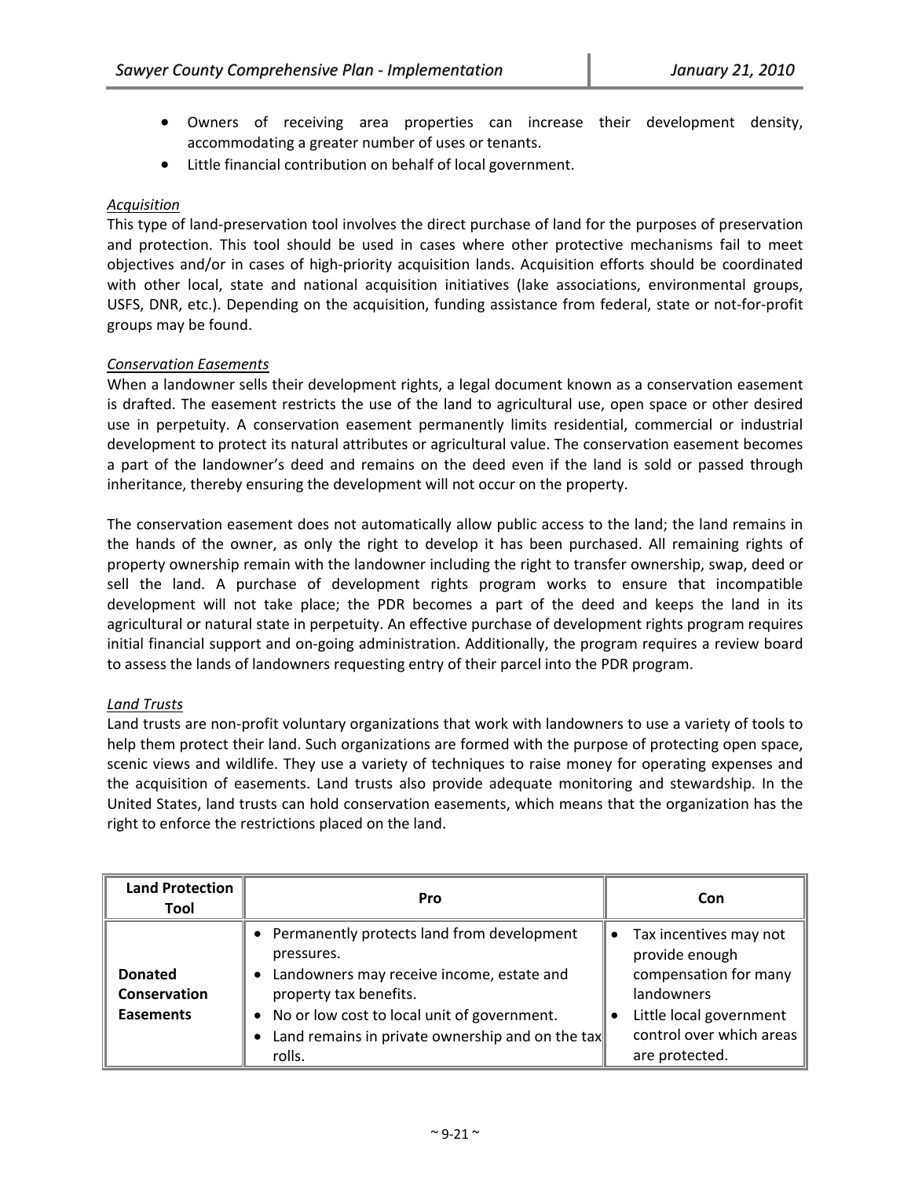- Owners of receiving area properties can increase their development density, accommodating a greater number of uses or tenants.
- Little financial contribution on behalf of local government.

*Acquisition*

This type of land-preservation tool involves the direct purchase of land for the purposes of preservation and protection. This tool should be used in cases where other protective mechanisms fail to meet objectives and/or in cases of high-priority acquisition lands. Acquisition efforts should be coordinated with other local, state and national acquisition initiatives (lake associations, environmental groups, USFS, DNR, etc.). Depending on the acquisition, funding assistance from federal, state or not-for-profit groups may be found.

*Conservation Easements*

When a landowner sells their development rights, a legal document known as a conservation easement is drafted. The easement restricts the use of the land to agricultural use, open space or other desired use in perpetuity. A conservation easement permanently limits residential, commercial or industrial development to protect its natural attributes or agricultural value. The conservation easement becomes a part of the landowner's deed and remains on the deed even if the land is sold or passed through inheritance, thereby ensuring the development will not occur on the property.

The conservation easement does not automatically allow public access to the land; the land remains in the hands of the owner, as only the right to develop it has been purchased. All remaining rights of property ownership remain with the landowner including the right to transfer ownership, swap, deed or sell the land. A purchase of development rights program works to ensure that incompatible development will not take place; the PDR becomes a part of the deed and keeps the land in its agricultural or natural state in perpetuity. An effective purchase of development rights program requires initial financial support and on-going administration. Additionally, the program requires a review board to assess the lands of landowners requesting entry of their parcel into the PDR program.

*Land Trusts*

Land trusts are non-profit voluntary organizations that work with landowners to use a variety of tools to help them protect their land. Such organizations are formed with the purpose of protecting open space, scenic views and wildlife. They use a variety of techniques to raise money for operating expenses and the acquisition of easements. Land trusts also provide adequate monitoring and stewardship. In the United States, land trusts can hold conservation easements, which means that the organization has the right to enforce the restrictions placed on the land.

| Land Protection Tool | Pro | Con |
|---|---|---|
| **Donated Conservation Easements** | • Permanently protects land from development pressures.<br>• Landowners may receive income, estate and property tax benefits.<br>• No or low cost to local unit of government.<br>• Land remains in private ownership and on the tax rolls. | • Tax incentives may not provide enough compensation for many landowners<br>• Little local government control over which areas are protected. |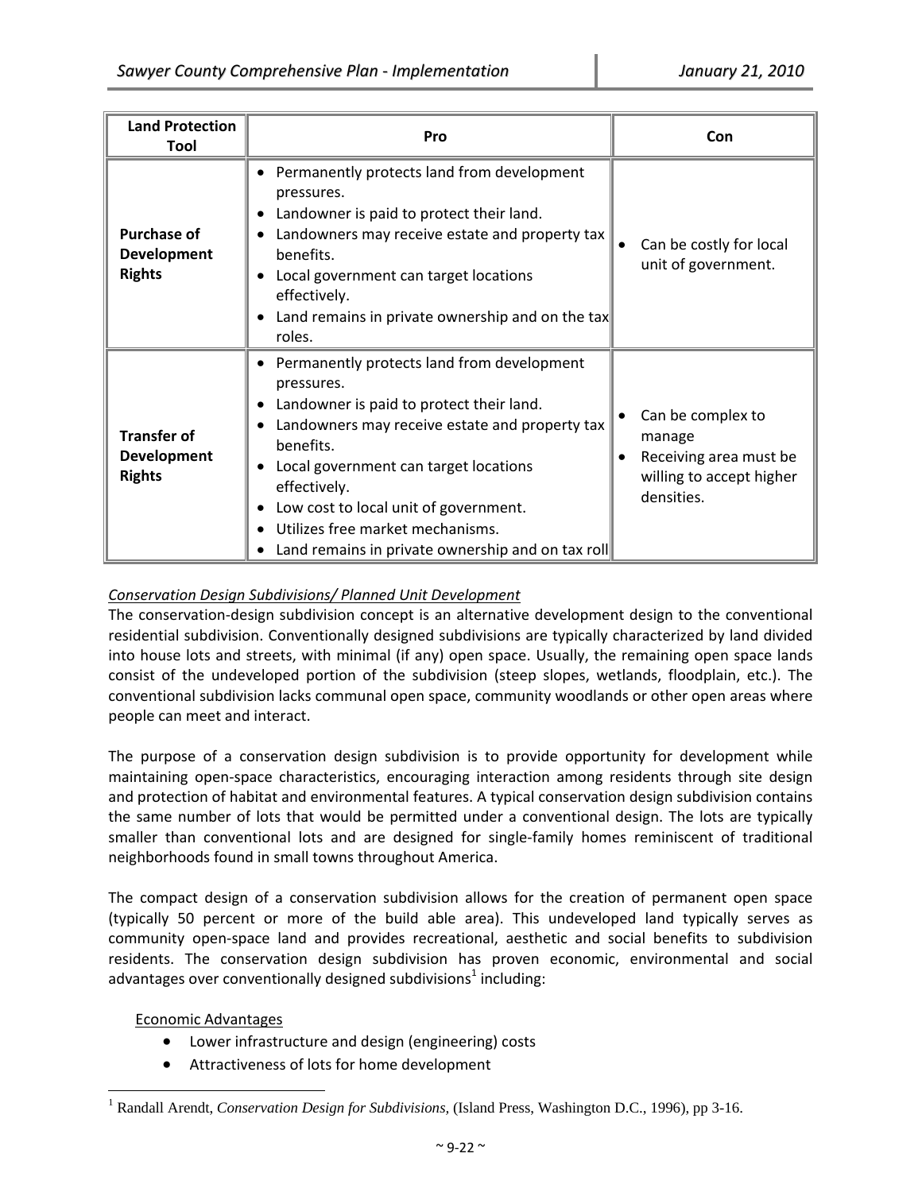| Land Protection Tool | Pro | Con |
|---|---|---|
| **Purchase of Development Rights** | • Permanently protects land from development pressures.<br>• Landowner is paid to protect their land.<br>• Landowners may receive estate and property tax benefits.<br>• Local government can target locations effectively.<br>• Land remains in private ownership and on the tax roles. | • Can be costly for local unit of government. |
| **Transfer of Development Rights** | • Permanently protects land from development pressures.<br>• Landowner is paid to protect their land.<br>• Landowners may receive estate and property tax benefits.<br>• Local government can target locations effectively.<br>• Low cost to local unit of government.<br>• Utilizes free market mechanisms.<br>• Land remains in private ownership and on tax roll | • Can be complex to manage<br>• Receiving area must be willing to accept higher densities. |

*Conservation Design Subdivisions/ Planned Unit Development*

The conservation-design subdivision concept is an alternative development design to the conventional residential subdivision. Conventionally designed subdivisions are typically characterized by land divided into house lots and streets, with minimal (if any) open space. Usually, the remaining open space lands consist of the undeveloped portion of the subdivision (steep slopes, wetlands, floodplain, etc.). The conventional subdivision lacks communal open space, community woodlands or other open areas where people can meet and interact.

The purpose of a conservation design subdivision is to provide opportunity for development while maintaining open-space characteristics, encouraging interaction among residents through site design and protection of habitat and environmental features. A typical conservation design subdivision contains the same number of lots that would be permitted under a conventional design. The lots are typically smaller than conventional lots and are designed for single-family homes reminiscent of traditional neighborhoods found in small towns throughout America.

The compact design of a conservation subdivision allows for the creation of permanent open space (typically 50 percent or more of the build able area). This undeveloped land typically serves as community open-space land and provides recreational, aesthetic and social benefits to subdivision residents. The conservation design subdivision has proven economic, environmental and social advantages over conventionally designed subdivisions[1] including:

Economic Advantages

- Lower infrastructure and design (engineering) costs
- Attractiveness of lots for home development

[1] Randall Arendt, *Conservation Design for Subdivisions*, (Island Press, Washington D.C., 1996), pp 3-16.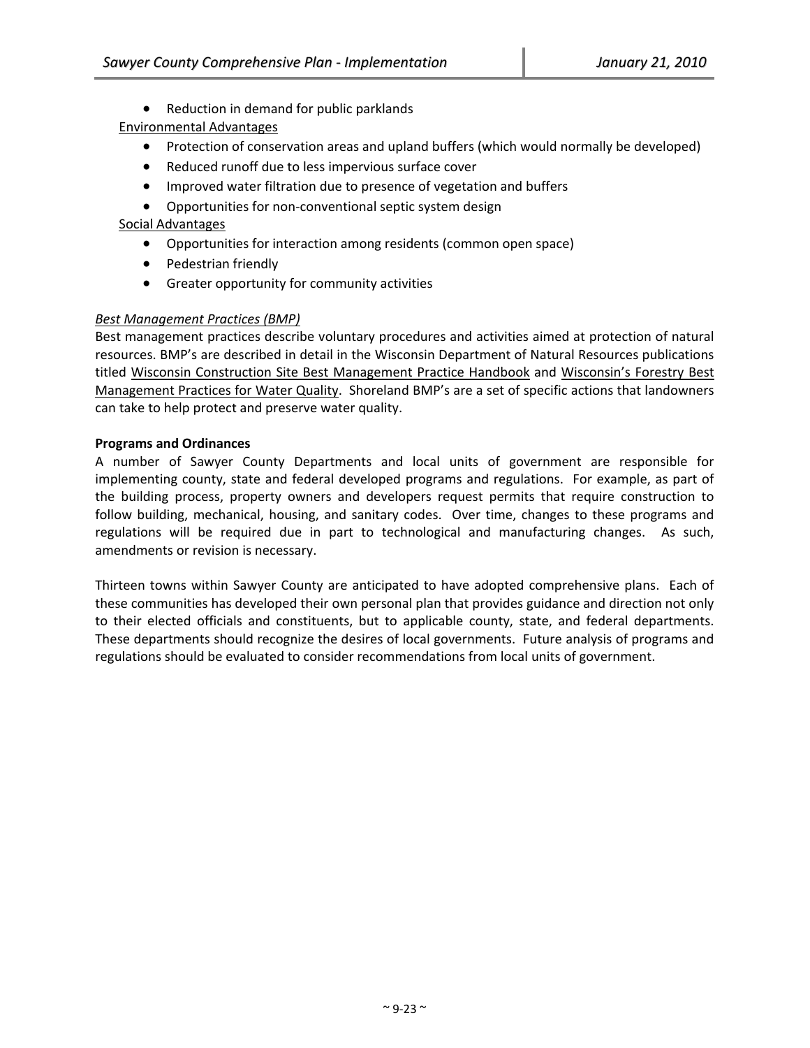- Reduction in demand for public parklands

Environmental Advantages

- Protection of conservation areas and upland buffers (which would normally be developed)
- Reduced runoff due to less impervious surface cover
- Improved water filtration due to presence of vegetation and buffers
- Opportunities for non-conventional septic system design

Social Advantages

- Opportunities for interaction among residents (common open space)
- Pedestrian friendly
- Greater opportunity for community activities

*Best Management Practices (BMP)*

Best management practices describe voluntary procedures and activities aimed at protection of natural resources. BMP's are described in detail in the Wisconsin Department of Natural Resources publications titled Wisconsin Construction Site Best Management Practice Handbook and Wisconsin's Forestry Best Management Practices for Water Quality. Shoreland BMP's are a set of specific actions that landowners can take to help protect and preserve water quality.

**Programs and Ordinances**

A number of Sawyer County Departments and local units of government are responsible for implementing county, state and federal developed programs and regulations. For example, as part of the building process, property owners and developers request permits that require construction to follow building, mechanical, housing, and sanitary codes. Over time, changes to these programs and regulations will be required due in part to technological and manufacturing changes. As such, amendments or revision is necessary.

Thirteen towns within Sawyer County are anticipated to have adopted comprehensive plans. Each of these communities has developed their own personal plan that provides guidance and direction not only to their elected officials and constituents, but to applicable county, state, and federal departments. These departments should recognize the desires of local governments. Future analysis of programs and regulations should be evaluated to consider recommendations from local units of government.